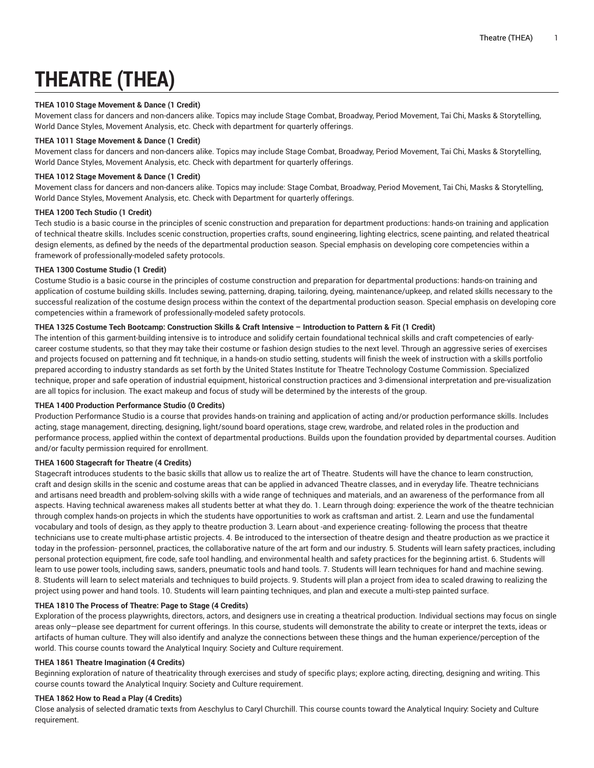# THEATRE (THEA)

**THEA 1010 Stage Movement & Dance (1 Credit)**
Movement class for dancers and non-dancers alike. Topics may include Stage Combat, Broadway, Period Movement, Tai Chi, Masks & Storytelling, World Dance Styles, Movement Analysis, etc. Check with department for quarterly offerings.

**THEA 1011 Stage Movement & Dance (1 Credit)**
Movement class for dancers and non-dancers alike. Topics may include Stage Combat, Broadway, Period Movement, Tai Chi, Masks & Storytelling, World Dance Styles, Movement Analysis, etc. Check with department for quarterly offerings.

**THEA 1012 Stage Movement & Dance (1 Credit)**
Movement class for dancers and non-dancers alike. Topics may include: Stage Combat, Broadway, Period Movement, Tai Chi, Masks & Storytelling, World Dance Styles, Movement Analysis, etc. Check with Department for quarterly offerings.

**THEA 1200 Tech Studio (1 Credit)**
Tech studio is a basic course in the principles of scenic construction and preparation for department productions: hands-on training and application of technical theatre skills. Includes scenic construction, properties crafts, sound engineering, lighting electrics, scene painting, and related theatrical design elements, as defined by the needs of the departmental production season. Special emphasis on developing core competencies within a framework of professionally-modeled safety protocols.

**THEA 1300 Costume Studio (1 Credit)**
Costume Studio is a basic course in the principles of costume construction and preparation for departmental productions: hands-on training and application of costume building skills. Includes sewing, patterning, draping, tailoring, dyeing, maintenance/upkeep, and related skills necessary to the successful realization of the costume design process within the context of the departmental production season. Special emphasis on developing core competencies within a framework of professionally-modeled safety protocols.

**THEA 1325 Costume Tech Bootcamp: Construction Skills & Craft Intensive – Introduction to Pattern & Fit (1 Credit)**
The intention of this garment-building intensive is to introduce and solidify certain foundational technical skills and craft competencies of early-career costume students, so that they may take their costume or fashion design studies to the next level. Through an aggressive series of exercises and projects focused on patterning and fit technique, in a hands-on studio setting, students will finish the week of instruction with a skills portfolio prepared according to industry standards as set forth by the United States Institute for Theatre Technology Costume Commission. Specialized technique, proper and safe operation of industrial equipment, historical construction practices and 3-dimensional interpretation and pre-visualization are all topics for inclusion. The exact makeup and focus of study will be determined by the interests of the group.

**THEA 1400 Production Performance Studio (0 Credits)**
Production Performance Studio is a course that provides hands-on training and application of acting and/or production performance skills. Includes acting, stage management, directing, designing, light/sound board operations, stage crew, wardrobe, and related roles in the production and performance process, applied within the context of departmental productions. Builds upon the foundation provided by departmental courses. Audition and/or faculty permission required for enrollment.

**THEA 1600 Stagecraft for Theatre (4 Credits)**
Stagecraft introduces students to the basic skills that allow us to realize the art of Theatre. Students will have the chance to learn construction, craft and design skills in the scenic and costume areas that can be applied in advanced Theatre classes, and in everyday life. Theatre technicians and artisans need breadth and problem-solving skills with a wide range of techniques and materials, and an awareness of the work of the performance from all aspects. Having technical awareness makes all students better at what they do. 1. Learn through doing: experience the work of the theatre technician through complex hands-on projects in which the students have opportunities to work as craftsman and artist. 2. Learn and use the fundamental vocabulary and tools of design, as they apply to theatre production 3. Learn about -and experience creating- following the process that theatre technicians use to create multi-phase artistic projects. 4. Be introduced to the intersection of theatre design and theatre production as we practice it today in the profession- personnel, practices, the collaborative nature of the art form and our industry. 5. Students will learn safety practices, including personal protection equipment, fire code, safe tool handling, and environmental health and safety practices for the beginning artist. 6. Students will learn to use power tools, including saws, sanders, pneumatic tools and hand tools. 7. Students will learn techniques for hand and machine sewing. 8. Students will learn to select materials and techniques to build projects. 9. Students will plan a project from idea to scaled drawing to realizing the project using power and hand tools. 10. Students will learn painting techniques, and plan and execute a multi-step painted surface.

**THEA 1810 The Process of Theatre: Page to Stage (4 Credits)**
Exploration of the process playwrights, directors, actors, and designers use in creating a theatrical production. Individual sections may focus on single areas only—please see department for current offerings. In this course, students will demonstrate the ability to create or interpret the texts, ideas or artifacts of human culture. They will also identify and analyze the connections between these things and the human experience/perception of the world. This course counts toward the Analytical Inquiry: Society and Culture requirement.

**THEA 1861 Theatre Imagination (4 Credits)**
Beginning exploration of nature of theatricality through exercises and study of specific plays; explore acting, directing, designing and writing. This course counts toward the Analytical Inquiry: Society and Culture requirement.

**THEA 1862 How to Read a Play (4 Credits)**
Close analysis of selected dramatic texts from Aeschylus to Caryl Churchill. This course counts toward the Analytical Inquiry: Society and Culture requirement.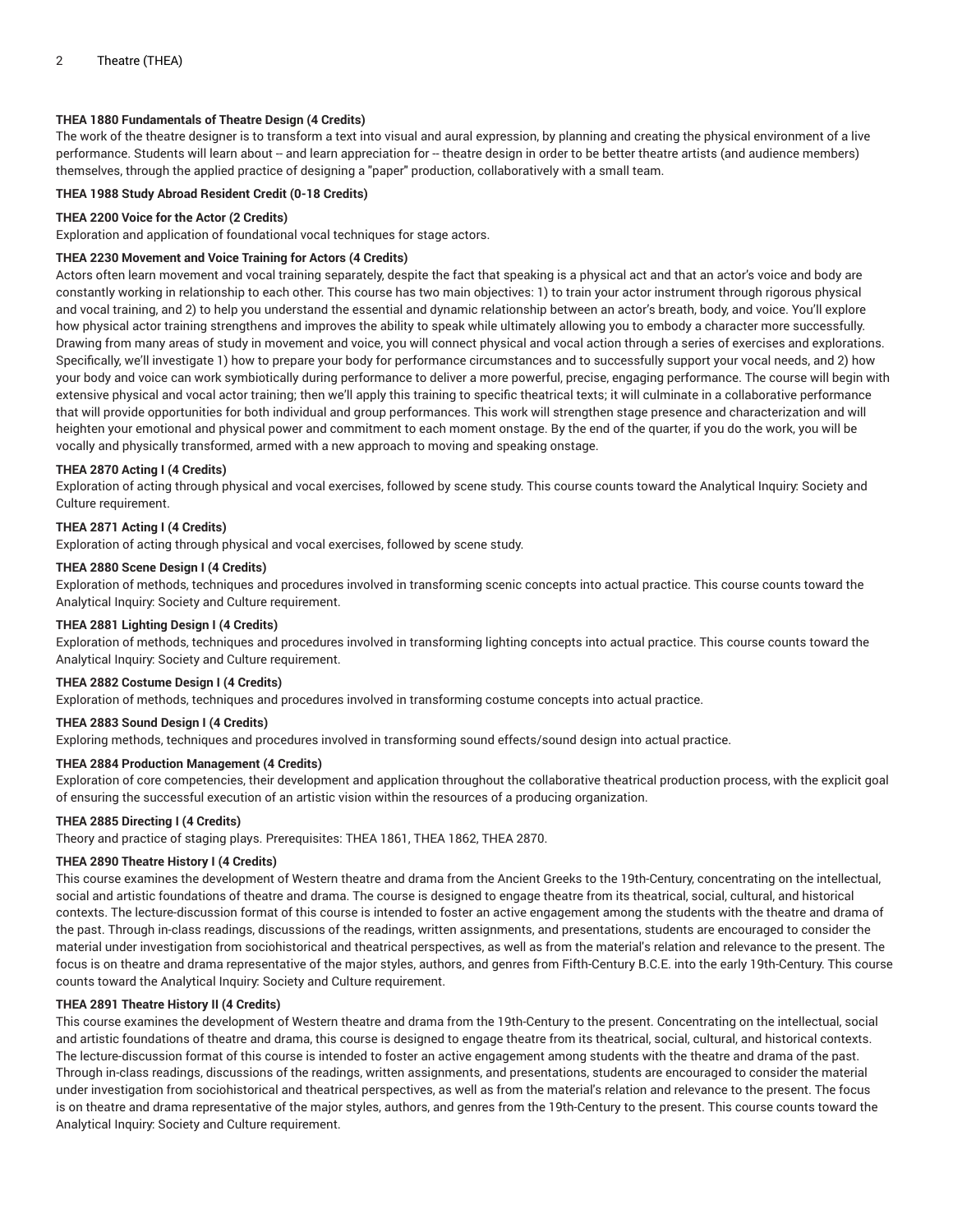**THEA 1880 Fundamentals of Theatre Design (4 Credits)**
The work of the theatre designer is to transform a text into visual and aural expression, by planning and creating the physical environment of a live performance. Students will learn about -- and learn appreciation for -- theatre design in order to be better theatre artists (and audience members) themselves, through the applied practice of designing a "paper" production, collaboratively with a small team.

**THEA 1988 Study Abroad Resident Credit (0-18 Credits)**

**THEA 2200 Voice for the Actor (2 Credits)**
Exploration and application of foundational vocal techniques for stage actors.

**THEA 2230 Movement and Voice Training for Actors (4 Credits)**
Actors often learn movement and vocal training separately, despite the fact that speaking is a physical act and that an actor's voice and body are constantly working in relationship to each other. This course has two main objectives: 1) to train your actor instrument through rigorous physical and vocal training, and 2) to help you understand the essential and dynamic relationship between an actor's breath, body, and voice. You'll explore how physical actor training strengthens and improves the ability to speak while ultimately allowing you to embody a character more successfully. Drawing from many areas of study in movement and voice, you will connect physical and vocal action through a series of exercises and explorations. Specifically, we'll investigate 1) how to prepare your body for performance circumstances and to successfully support your vocal needs, and 2) how your body and voice can work symbiotically during performance to deliver a more powerful, precise, engaging performance. The course will begin with extensive physical and vocal actor training; then we'll apply this training to specific theatrical texts; it will culminate in a collaborative performance that will provide opportunities for both individual and group performances. This work will strengthen stage presence and characterization and will heighten your emotional and physical power and commitment to each moment onstage. By the end of the quarter, if you do the work, you will be vocally and physically transformed, armed with a new approach to moving and speaking onstage.

**THEA 2870 Acting I (4 Credits)**
Exploration of acting through physical and vocal exercises, followed by scene study. This course counts toward the Analytical Inquiry: Society and Culture requirement.

**THEA 2871 Acting I (4 Credits)**
Exploration of acting through physical and vocal exercises, followed by scene study.

**THEA 2880 Scene Design I (4 Credits)**
Exploration of methods, techniques and procedures involved in transforming scenic concepts into actual practice. This course counts toward the Analytical Inquiry: Society and Culture requirement.

**THEA 2881 Lighting Design I (4 Credits)**
Exploration of methods, techniques and procedures involved in transforming lighting concepts into actual practice. This course counts toward the Analytical Inquiry: Society and Culture requirement.

**THEA 2882 Costume Design I (4 Credits)**
Exploration of methods, techniques and procedures involved in transforming costume concepts into actual practice.

**THEA 2883 Sound Design I (4 Credits)**
Exploring methods, techniques and procedures involved in transforming sound effects/sound design into actual practice.

**THEA 2884 Production Management (4 Credits)**
Exploration of core competencies, their development and application throughout the collaborative theatrical production process, with the explicit goal of ensuring the successful execution of an artistic vision within the resources of a producing organization.

**THEA 2885 Directing I (4 Credits)**
Theory and practice of staging plays. Prerequisites: THEA 1861, THEA 1862, THEA 2870.

**THEA 2890 Theatre History I (4 Credits)**
This course examines the development of Western theatre and drama from the Ancient Greeks to the 19th-Century, concentrating on the intellectual, social and artistic foundations of theatre and drama. The course is designed to engage theatre from its theatrical, social, cultural, and historical contexts. The lecture-discussion format of this course is intended to foster an active engagement among the students with the theatre and drama of the past. Through in-class readings, discussions of the readings, written assignments, and presentations, students are encouraged to consider the material under investigation from sociohistorical and theatrical perspectives, as well as from the material's relation and relevance to the present. The focus is on theatre and drama representative of the major styles, authors, and genres from Fifth-Century B.C.E. into the early 19th-Century. This course counts toward the Analytical Inquiry: Society and Culture requirement.

**THEA 2891 Theatre History II (4 Credits)**
This course examines the development of Western theatre and drama from the 19th-Century to the present. Concentrating on the intellectual, social and artistic foundations of theatre and drama, this course is designed to engage theatre from its theatrical, social, cultural, and historical contexts. The lecture-discussion format of this course is intended to foster an active engagement among students with the theatre and drama of the past. Through in-class readings, discussions of the readings, written assignments, and presentations, students are encouraged to consider the material under investigation from sociohistorical and theatrical perspectives, as well as from the material's relation and relevance to the present. The focus is on theatre and drama representative of the major styles, authors, and genres from the 19th-Century to the present. This course counts toward the Analytical Inquiry: Society and Culture requirement.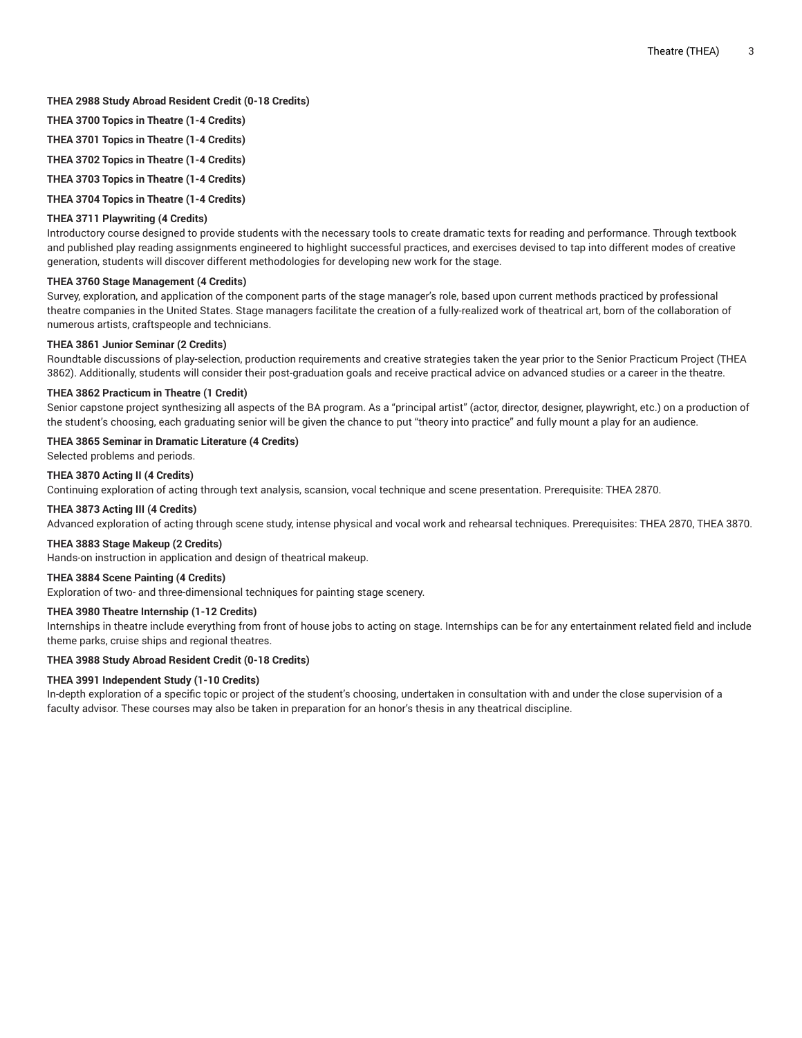**THEA 2988 Study Abroad Resident Credit (0-18 Credits)**

**THEA 3700 Topics in Theatre (1-4 Credits)**

**THEA 3701 Topics in Theatre (1-4 Credits)**

**THEA 3702 Topics in Theatre (1-4 Credits)**

**THEA 3703 Topics in Theatre (1-4 Credits)**

**THEA 3704 Topics in Theatre (1-4 Credits)**

**THEA 3711 Playwriting (4 Credits)**
Introductory course designed to provide students with the necessary tools to create dramatic texts for reading and performance. Through textbook and published play reading assignments engineered to highlight successful practices, and exercises devised to tap into different modes of creative generation, students will discover different methodologies for developing new work for the stage.

**THEA 3760 Stage Management (4 Credits)**
Survey, exploration, and application of the component parts of the stage manager's role, based upon current methods practiced by professional theatre companies in the United States. Stage managers facilitate the creation of a fully-realized work of theatrical art, born of the collaboration of numerous artists, craftspeople and technicians.

**THEA 3861 Junior Seminar (2 Credits)**
Roundtable discussions of play-selection, production requirements and creative strategies taken the year prior to the Senior Practicum Project (THEA 3862). Additionally, students will consider their post-graduation goals and receive practical advice on advanced studies or a career in the theatre.

**THEA 3862 Practicum in Theatre (1 Credit)**
Senior capstone project synthesizing all aspects of the BA program. As a "principal artist" (actor, director, designer, playwright, etc.) on a production of the student's choosing, each graduating senior will be given the chance to put "theory into practice" and fully mount a play for an audience.

**THEA 3865 Seminar in Dramatic Literature (4 Credits)**
Selected problems and periods.

**THEA 3870 Acting II (4 Credits)**
Continuing exploration of acting through text analysis, scansion, vocal technique and scene presentation. Prerequisite: THEA 2870.

**THEA 3873 Acting III (4 Credits)**
Advanced exploration of acting through scene study, intense physical and vocal work and rehearsal techniques. Prerequisites: THEA 2870, THEA 3870.

**THEA 3883 Stage Makeup (2 Credits)**
Hands-on instruction in application and design of theatrical makeup.

**THEA 3884 Scene Painting (4 Credits)**
Exploration of two- and three-dimensional techniques for painting stage scenery.

**THEA 3980 Theatre Internship (1-12 Credits)**
Internships in theatre include everything from front of house jobs to acting on stage. Internships can be for any entertainment related field and include theme parks, cruise ships and regional theatres.

**THEA 3988 Study Abroad Resident Credit (0-18 Credits)**

**THEA 3991 Independent Study (1-10 Credits)**
In-depth exploration of a specific topic or project of the student's choosing, undertaken in consultation with and under the close supervision of a faculty advisor. These courses may also be taken in preparation for an honor's thesis in any theatrical discipline.